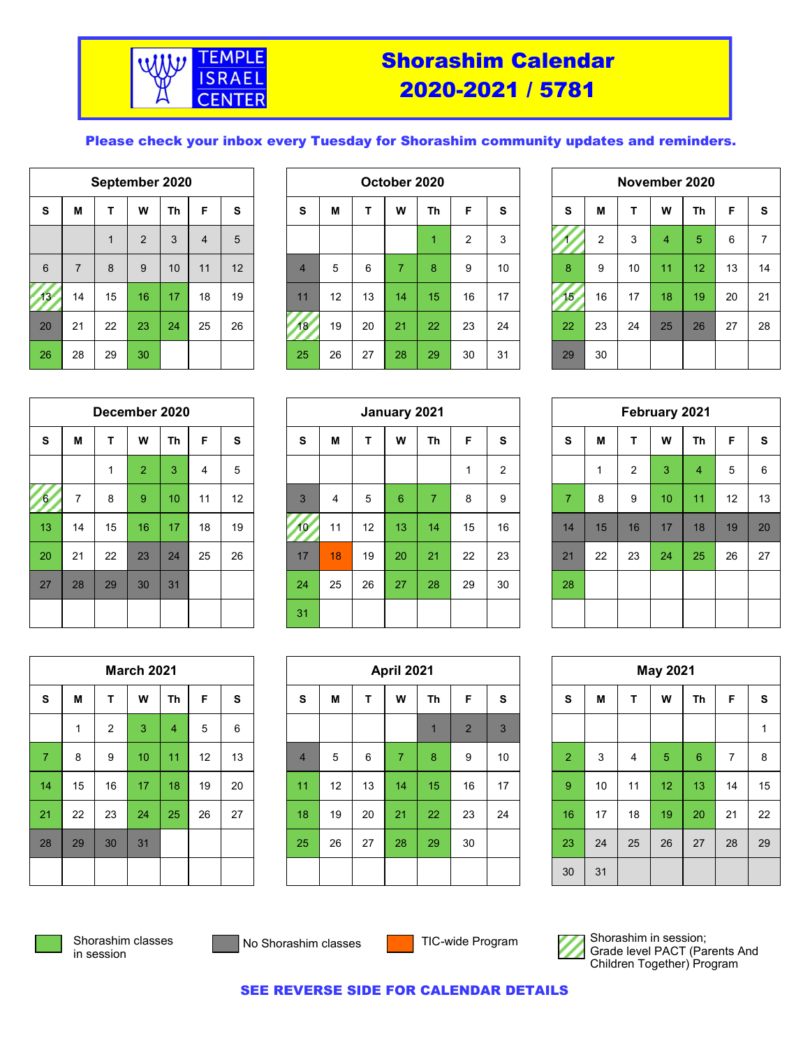# Shorashim Calendar 2020-2021 / 5781

TEMPLE ISRAEL CENTER

**Please check your inbox every Tuesday for Shorashim community updates and reminders.**

### September 2020

| S | M | T | W | Th | F | S |
|---|---|---|---|---|---|---|
| | | 1 | 2 | 3 | 4 | 5 |
| 6 | 7 | 8 | 9 | 10 | 11 | 12 |
| 13 | 14 | 15 | 16 | 17 | 18 | 19 |
| 20 | 21 | 22 | 23 | 24 | 25 | 26 |
| 26 | 28 | 29 | 30 | | | |

### October 2020

| S | M | T | W | Th | F | S |
|---|---|---|---|---|---|---|
| | | | | 1 | 2 | 3 |
| 4 | 5 | 6 | 7 | 8 | 9 | 10 |
| 11 | 12 | 13 | 14 | 15 | 16 | 17 |
| 18 | 19 | 20 | 21 | 22 | 23 | 24 |
| 25 | 26 | 27 | 28 | 29 | 30 | 31 |

### November 2020

| S | M | T | W | Th | F | S |
|---|---|---|---|---|---|---|
| 1 | 2 | 3 | 4 | 5 | 6 | 7 |
| 8 | 9 | 10 | 11 | 12 | 13 | 14 |
| 15 | 16 | 17 | 18 | 19 | 20 | 21 |
| 22 | 23 | 24 | 25 | 26 | 27 | 28 |
| 29 | 30 | | | | | |

### December 2020

| S | M | T | W | Th | F | S |
|---|---|---|---|---|---|---|
| | | 1 | 2 | 3 | 4 | 5 |
| 6 | 7 | 8 | 9 | 10 | 11 | 12 |
| 13 | 14 | 15 | 16 | 17 | 18 | 19 |
| 20 | 21 | 22 | 23 | 24 | 25 | 26 |
| 27 | 28 | 29 | 30 | 31 | | |

### January 2021

| S | M | T | W | Th | F | S |
|---|---|---|---|---|---|---|
| | | | | | 1 | 2 |
| 3 | 4 | 5 | 6 | 7 | 8 | 9 |
| 10 | 11 | 12 | 13 | 14 | 15 | 16 |
| 17 | 18 | 19 | 20 | 21 | 22 | 23 |
| 24 | 25 | 26 | 27 | 28 | 29 | 30 |
| 31 | | | | | | |

### February 2021

| S | M | T | W | Th | F | S |
|---|---|---|---|---|---|---|
| | 1 | 2 | 3 | 4 | 5 | 6 |
| 7 | 8 | 9 | 10 | 11 | 12 | 13 |
| 14 | 15 | 16 | 17 | 18 | 19 | 20 |
| 21 | 22 | 23 | 24 | 25 | 26 | 27 |
| 28 | | | | | | |

### March 2021

| S | M | T | W | Th | F | S |
|---|---|---|---|---|---|---|
| | 1 | 2 | 3 | 4 | 5 | 6 |
| 7 | 8 | 9 | 10 | 11 | 12 | 13 |
| 14 | 15 | 16 | 17 | 18 | 19 | 20 |
| 21 | 22 | 23 | 24 | 25 | 26 | 27 |
| 28 | 29 | 30 | 31 | | | |

### April 2021

| S | M | T | W | Th | F | S |
|---|---|---|---|---|---|---|
| | | | | 1 | 2 | 3 |
| 4 | 5 | 6 | 7 | 8 | 9 | 10 |
| 11 | 12 | 13 | 14 | 15 | 16 | 17 |
| 18 | 19 | 20 | 21 | 22 | 23 | 24 |
| 25 | 26 | 27 | 28 | 29 | 30 | |

### May 2021

| S | M | T | W | Th | F | S |
|---|---|---|---|---|---|---|
| | | | | | | 1 |
| 2 | 3 | 4 | 5 | 6 | 7 | 8 |
| 9 | 10 | 11 | 12 | 13 | 14 | 15 |
| 16 | 17 | 18 | 19 | 20 | 21 | 22 |
| 23 | 24 | 25 | 26 | 27 | 28 | 29 |
| 30 | 31 | | | | | |

**Legend:**

- Shorashim classes in session
- No Shorashim classes
- TIC-wide Program
- Shorashim in session; Grade level PACT (Parents And Children Together) Program

**SEE REVERSE SIDE FOR CALENDAR DETAILS**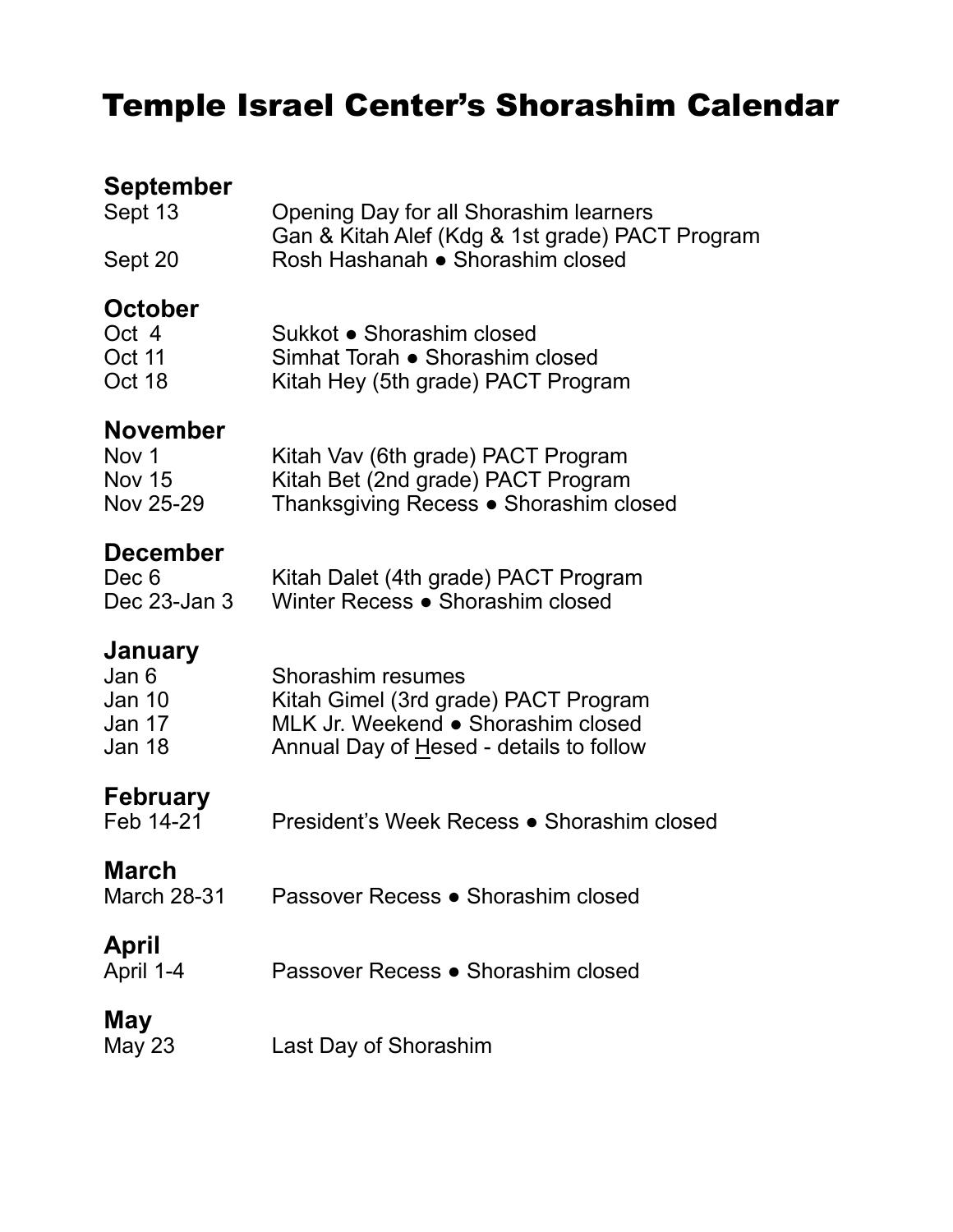# Temple Israel Center's Shorashim Calendar

## September

| | |
|---|---|
| Sept 13 | Opening Day for all Shorashim learners<br>Gan & Kitah Alef (Kdg & 1st grade) PACT Program |
| Sept 20 | Rosh Hashanah ● Shorashim closed |

## October

| | |
|---|---|
| Oct 4 | Sukkot ● Shorashim closed |
| Oct 11 | Simhat Torah ● Shorashim closed |
| Oct 18 | Kitah Hey (5th grade) PACT Program |

## November

| | |
|---|---|
| Nov 1 | Kitah Vav (6th grade) PACT Program |
| Nov 15 | Kitah Bet (2nd grade) PACT Program |
| Nov 25-29 | Thanksgiving Recess ● Shorashim closed |

## December

| | |
|---|---|
| Dec 6 | Kitah Dalet (4th grade) PACT Program |
| Dec 23-Jan 3 | Winter Recess ● Shorashim closed |

## January

| | |
|---|---|
| Jan 6 | Shorashim resumes |
| Jan 10 | Kitah Gimel (3rd grade) PACT Program |
| Jan 17 | MLK Jr. Weekend ● Shorashim closed |
| Jan 18 | Annual Day of Hesed - details to follow |

## February

| | |
|---|---|
| Feb 14-21 | President's Week Recess ● Shorashim closed |

## March

| | |
|---|---|
| March 28-31 | Passover Recess ● Shorashim closed |

## April

| | |
|---|---|
| April 1-4 | Passover Recess ● Shorashim closed |

## May

| | |
|---|---|
| May 23 | Last Day of Shorashim |